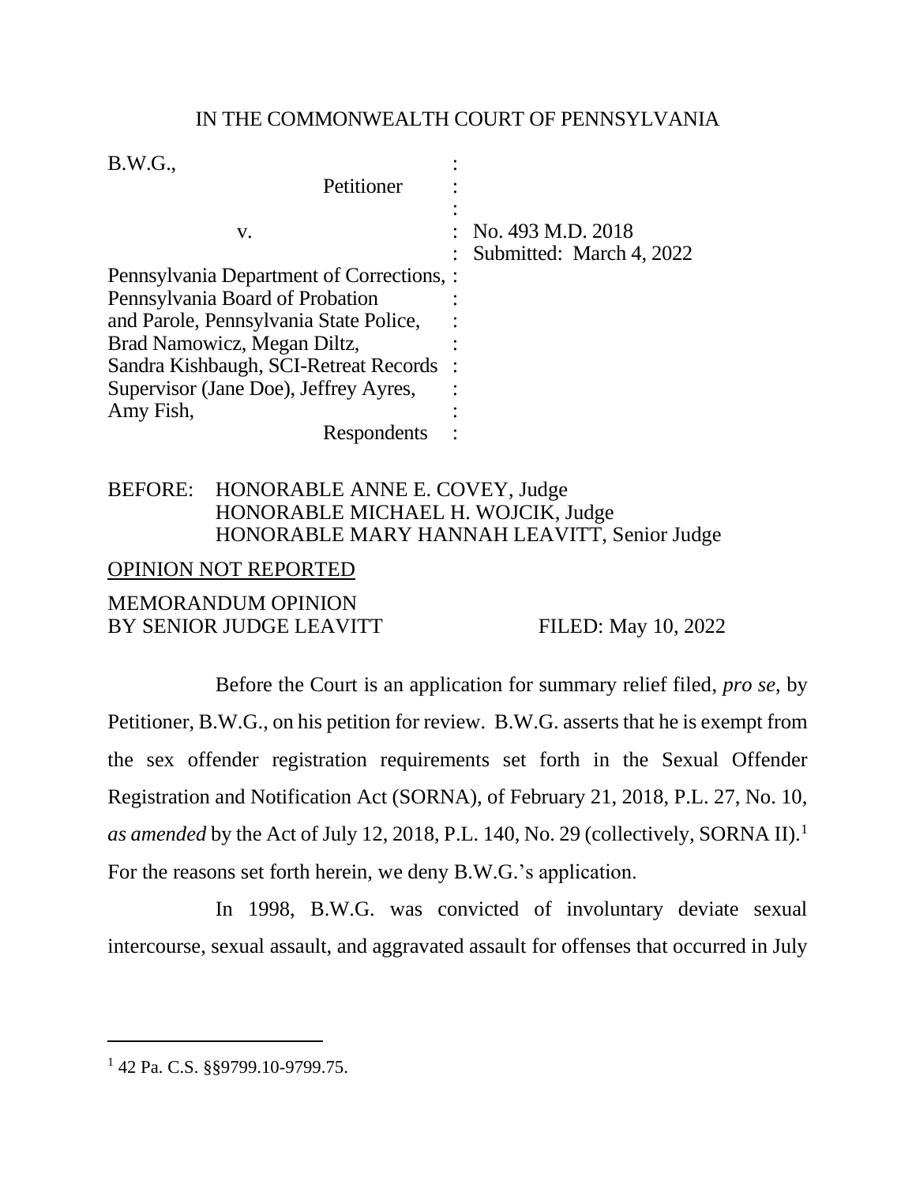IN THE COMMONWEALTH COURT OF PENNSYLVANIA

| | | |
|---|---|---|
| B.W.G., | : | |
| Petitioner | : | |
| | : | |
| v. | : | No. 493 M.D. 2018 |
| | : | Submitted: March 4, 2022 |
| Pennsylvania Department of Corrections, | : | |
| Pennsylvania Board of Probation | : | |
| and Parole, Pennsylvania State Police, | : | |
| Brad Namowicz, Megan Diltz, | : | |
| Sandra Kishbaugh, SCI-Retreat Records | : | |
| Supervisor (Jane Doe), Jeffrey Ayres, | : | |
| Amy Fish, | : | |
| Respondents | : | |

BEFORE: HONORABLE ANNE E. COVEY, Judge
HONORABLE MICHAEL H. WOJCIK, Judge
HONORABLE MARY HANNAH LEAVITT, Senior Judge

OPINION NOT REPORTED

MEMORANDUM OPINION
BY SENIOR JUDGE LEAVITT FILED: May 10, 2022

Before the Court is an application for summary relief filed, *pro se*, by Petitioner, B.W.G., on his petition for review. B.W.G. asserts that he is exempt from the sex offender registration requirements set forth in the Sexual Offender Registration and Notification Act (SORNA), of February 21, 2018, P.L. 27, No. 10, *as amended* by the Act of July 12, 2018, P.L. 140, No. 29 (collectively, SORNA II).[1] For the reasons set forth herein, we deny B.W.G.'s application.

In 1998, B.W.G. was convicted of involuntary deviate sexual intercourse, sexual assault, and aggravated assault for offenses that occurred in July

[1] 42 Pa. C.S. §§9799.10-9799.75.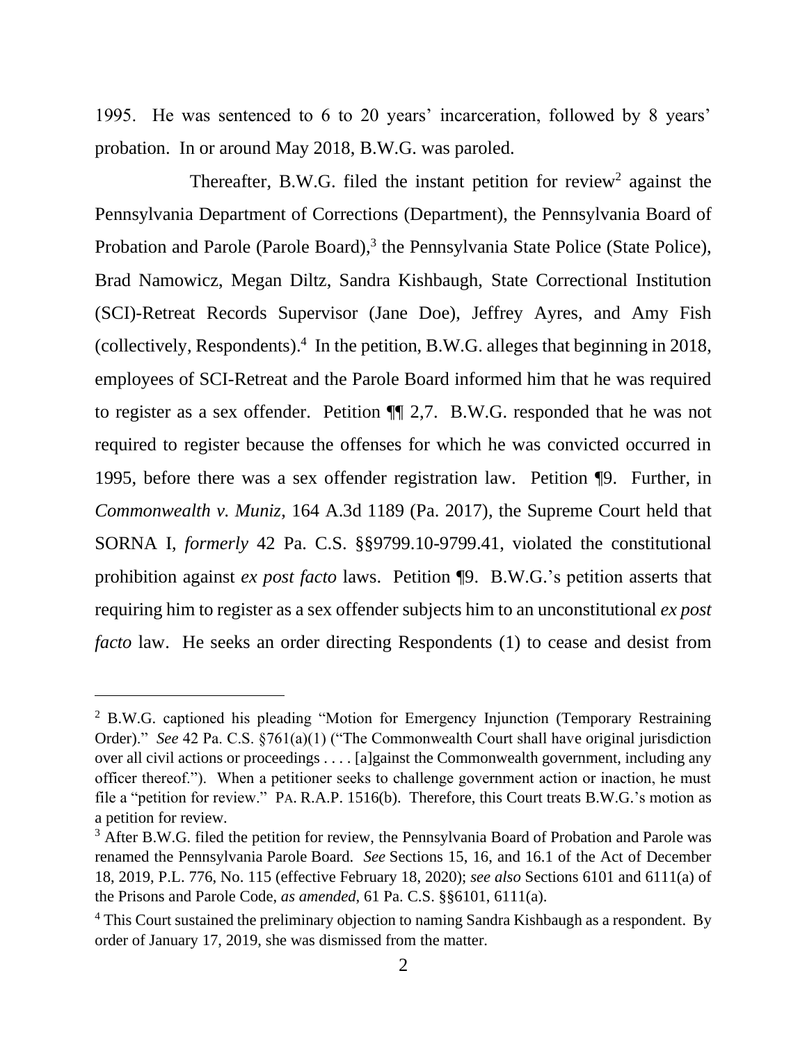1995. He was sentenced to 6 to 20 years' incarceration, followed by 8 years' probation. In or around May 2018, B.W.G. was paroled.

Thereafter, B.W.G. filed the instant petition for review[2] against the Pennsylvania Department of Corrections (Department), the Pennsylvania Board of Probation and Parole (Parole Board),[3] the Pennsylvania State Police (State Police), Brad Namowicz, Megan Diltz, Sandra Kishbaugh, State Correctional Institution (SCI)-Retreat Records Supervisor (Jane Doe), Jeffrey Ayres, and Amy Fish (collectively, Respondents).[4] In the petition, B.W.G. alleges that beginning in 2018, employees of SCI-Retreat and the Parole Board informed him that he was required to register as a sex offender. Petition ¶¶ 2,7. B.W.G. responded that he was not required to register because the offenses for which he was convicted occurred in 1995, before there was a sex offender registration law. Petition ¶9. Further, in *Commonwealth v. Muniz*, 164 A.3d 1189 (Pa. 2017), the Supreme Court held that SORNA I, *formerly* 42 Pa. C.S. §§9799.10-9799.41, violated the constitutional prohibition against *ex post facto* laws. Petition ¶9. B.W.G.'s petition asserts that requiring him to register as a sex offender subjects him to an unconstitutional *ex post facto* law. He seeks an order directing Respondents (1) to cease and desist from

---

[2] B.W.G. captioned his pleading "Motion for Emergency Injunction (Temporary Restraining Order)." *See* 42 Pa. C.S. §761(a)(1) ("The Commonwealth Court shall have original jurisdiction over all civil actions or proceedings . . . . [a]gainst the Commonwealth government, including any officer thereof."). When a petitioner seeks to challenge government action or inaction, he must file a "petition for review." PA. R.A.P. 1516(b). Therefore, this Court treats B.W.G.'s motion as a petition for review.

[3] After B.W.G. filed the petition for review, the Pennsylvania Board of Probation and Parole was renamed the Pennsylvania Parole Board. *See* Sections 15, 16, and 16.1 of the Act of December 18, 2019, P.L. 776, No. 115 (effective February 18, 2020); *see also* Sections 6101 and 6111(a) of the Prisons and Parole Code, *as amended*, 61 Pa. C.S. §§6101, 6111(a).

[4] This Court sustained the preliminary objection to naming Sandra Kishbaugh as a respondent. By order of January 17, 2019, she was dismissed from the matter.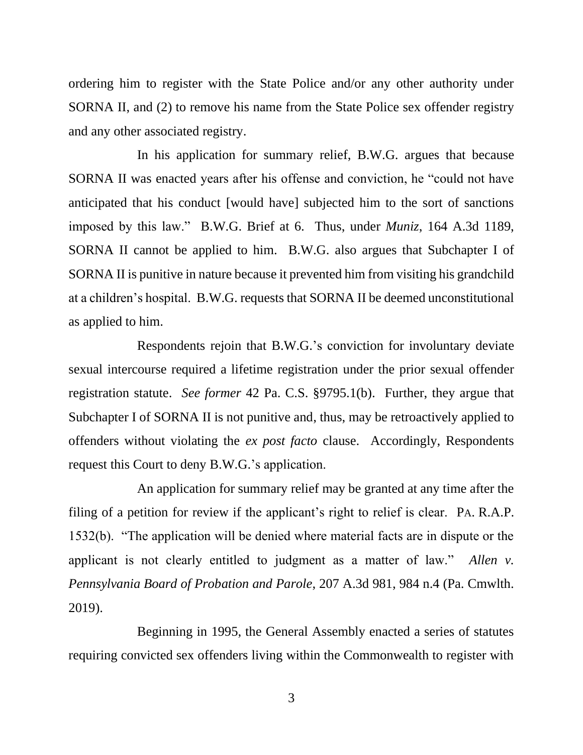ordering him to register with the State Police and/or any other authority under SORNA II, and (2) to remove his name from the State Police sex offender registry and any other associated registry.

In his application for summary relief, B.W.G. argues that because SORNA II was enacted years after his offense and conviction, he "could not have anticipated that his conduct [would have] subjected him to the sort of sanctions imposed by this law." B.W.G. Brief at 6. Thus, under *Muniz*, 164 A.3d 1189, SORNA II cannot be applied to him. B.W.G. also argues that Subchapter I of SORNA II is punitive in nature because it prevented him from visiting his grandchild at a children's hospital. B.W.G. requests that SORNA II be deemed unconstitutional as applied to him.

Respondents rejoin that B.W.G.'s conviction for involuntary deviate sexual intercourse required a lifetime registration under the prior sexual offender registration statute. *See former* 42 Pa. C.S. §9795.1(b). Further, they argue that Subchapter I of SORNA II is not punitive and, thus, may be retroactively applied to offenders without violating the *ex post facto* clause. Accordingly, Respondents request this Court to deny B.W.G.'s application.

An application for summary relief may be granted at any time after the filing of a petition for review if the applicant's right to relief is clear. PA. R.A.P. 1532(b). "The application will be denied where material facts are in dispute or the applicant is not clearly entitled to judgment as a matter of law." *Allen v. Pennsylvania Board of Probation and Parole*, 207 A.3d 981, 984 n.4 (Pa. Cmwlth. 2019).

Beginning in 1995, the General Assembly enacted a series of statutes requiring convicted sex offenders living within the Commonwealth to register with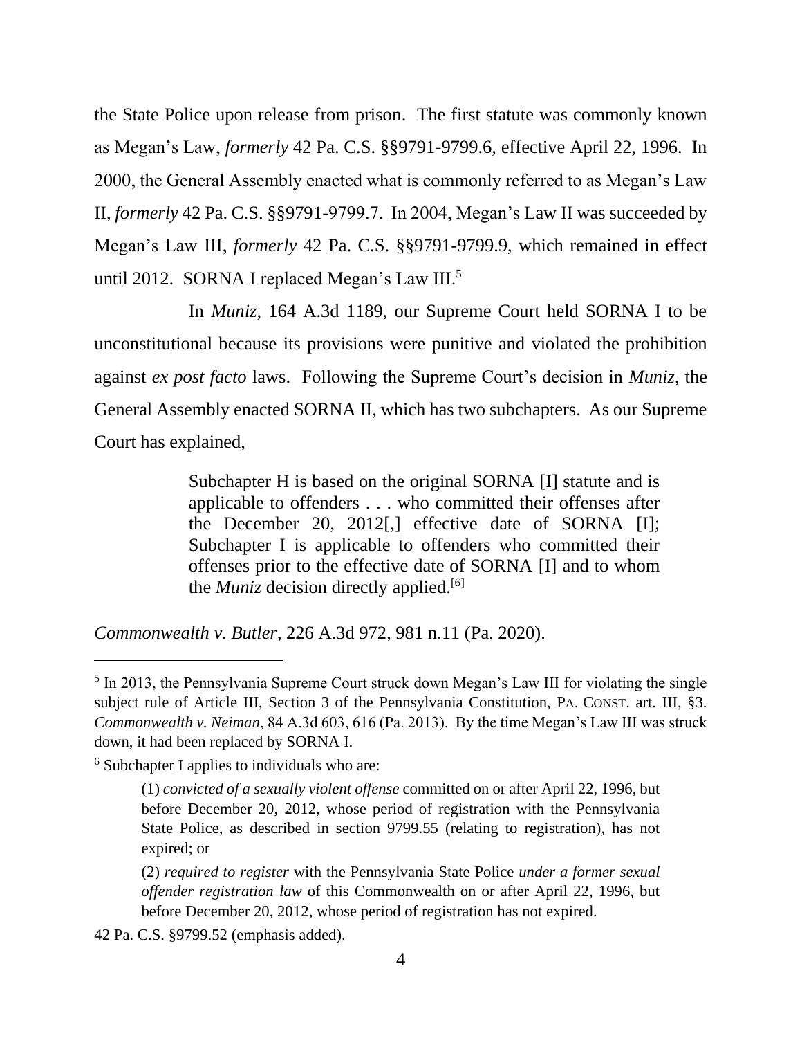the State Police upon release from prison. The first statute was commonly known as Megan's Law, *formerly* 42 Pa. C.S. §§9791-9799.6, effective April 22, 1996. In 2000, the General Assembly enacted what is commonly referred to as Megan's Law II, *formerly* 42 Pa. C.S. §§9791-9799.7. In 2004, Megan's Law II was succeeded by Megan's Law III, *formerly* 42 Pa. C.S. §§9791-9799.9, which remained in effect until 2012. SORNA I replaced Megan's Law III.[5]

In *Muniz*, 164 A.3d 1189, our Supreme Court held SORNA I to be unconstitutional because its provisions were punitive and violated the prohibition against *ex post facto* laws. Following the Supreme Court's decision in *Muniz*, the General Assembly enacted SORNA II, which has two subchapters. As our Supreme Court has explained,

> Subchapter H is based on the original SORNA [I] statute and is applicable to offenders . . . who committed their offenses after the December 20, 2012[,] effective date of SORNA [I]; Subchapter I is applicable to offenders who committed their offenses prior to the effective date of SORNA [I] and to whom the *Muniz* decision directly applied.[6]

*Commonwealth v. Butler*, 226 A.3d 972, 981 n.11 (Pa. 2020).

---

[5] In 2013, the Pennsylvania Supreme Court struck down Megan's Law III for violating the single subject rule of Article III, Section 3 of the Pennsylvania Constitution, PA. CONST. art. III, §3. *Commonwealth v. Neiman*, 84 A.3d 603, 616 (Pa. 2013). By the time Megan's Law III was struck down, it had been replaced by SORNA I.

[6] Subchapter I applies to individuals who are:

> (1) *convicted of a sexually violent offense* committed on or after April 22, 1996, but before December 20, 2012, whose period of registration with the Pennsylvania State Police, as described in section 9799.55 (relating to registration), has not expired; or
>
> (2) *required to register* with the Pennsylvania State Police *under a former sexual offender registration law* of this Commonwealth on or after April 22, 1996, but before December 20, 2012, whose period of registration has not expired.

42 Pa. C.S. §9799.52 (emphasis added).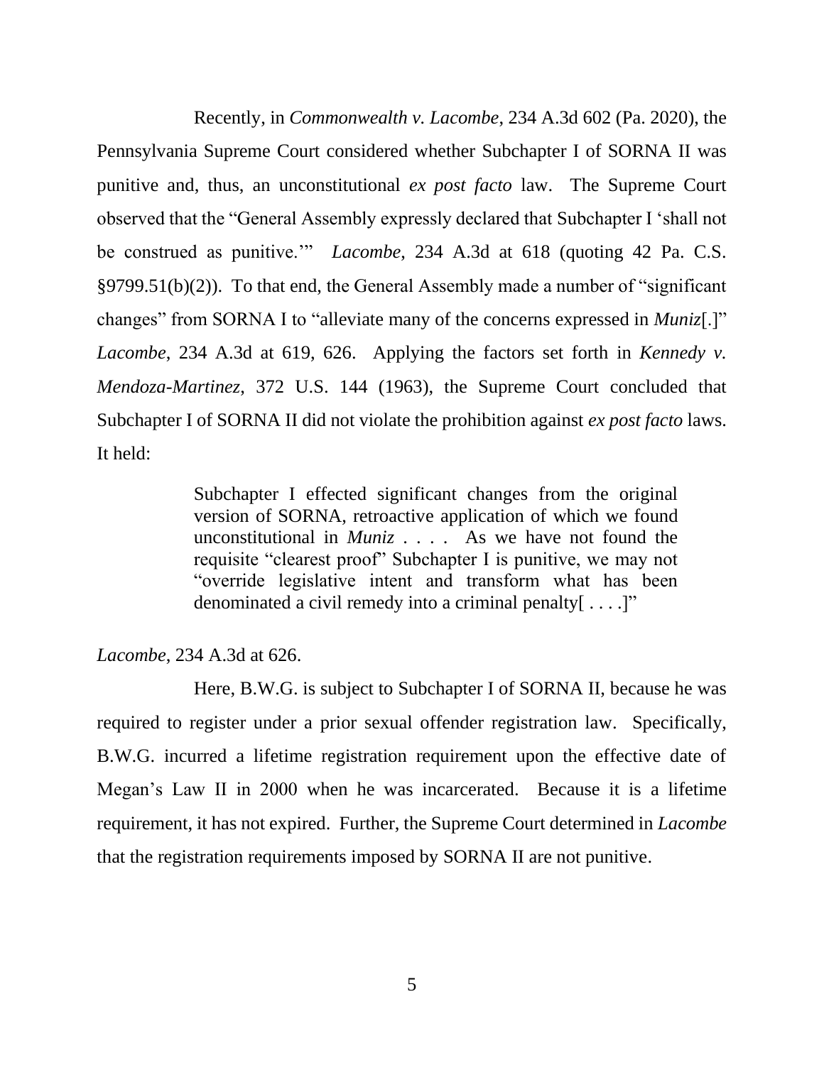Recently, in *Commonwealth v. Lacombe*, 234 A.3d 602 (Pa. 2020), the Pennsylvania Supreme Court considered whether Subchapter I of SORNA II was punitive and, thus, an unconstitutional *ex post facto* law. The Supreme Court observed that the "General Assembly expressly declared that Subchapter I 'shall not be construed as punitive.'" *Lacombe*, 234 A.3d at 618 (quoting 42 Pa. C.S. §9799.51(b)(2)). To that end, the General Assembly made a number of "significant changes" from SORNA I to "alleviate many of the concerns expressed in *Muniz*[.]" *Lacombe*, 234 A.3d at 619, 626. Applying the factors set forth in *Kennedy v. Mendoza-Martinez*, 372 U.S. 144 (1963), the Supreme Court concluded that Subchapter I of SORNA II did not violate the prohibition against *ex post facto* laws. It held:

> Subchapter I effected significant changes from the original version of SORNA, retroactive application of which we found unconstitutional in *Muniz* . . . . As we have not found the requisite "clearest proof" Subchapter I is punitive, we may not "override legislative intent and transform what has been denominated a civil remedy into a criminal penalty[ . . . .]"

*Lacombe*, 234 A.3d at 626.

Here, B.W.G. is subject to Subchapter I of SORNA II, because he was required to register under a prior sexual offender registration law. Specifically, B.W.G. incurred a lifetime registration requirement upon the effective date of Megan's Law II in 2000 when he was incarcerated. Because it is a lifetime requirement, it has not expired. Further, the Supreme Court determined in *Lacombe* that the registration requirements imposed by SORNA II are not punitive.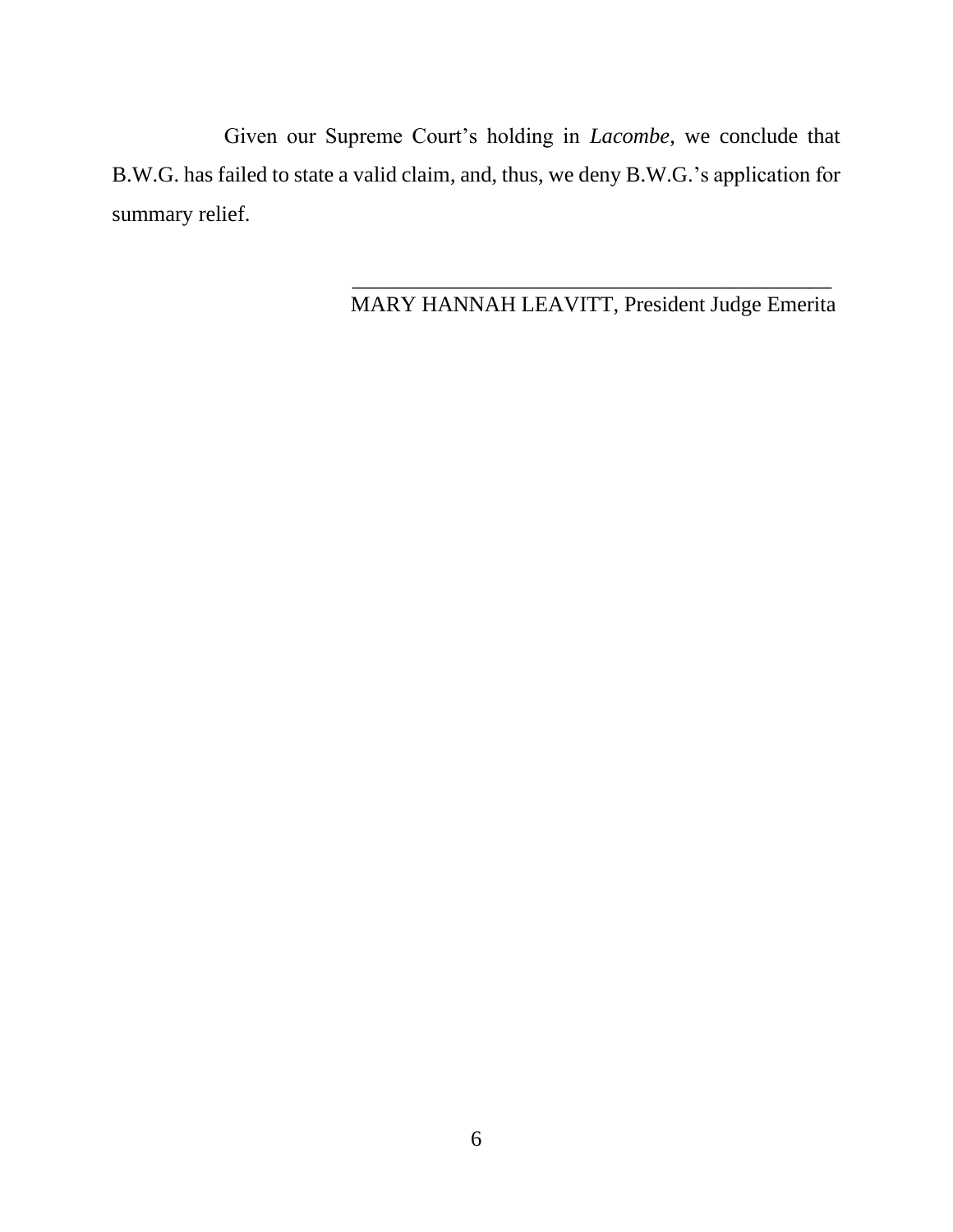Given our Supreme Court's holding in *Lacombe*, we conclude that B.W.G. has failed to state a valid claim, and, thus, we deny B.W.G.'s application for summary relief.

\_\_\_\_\_\_\_\_\_\_\_\_\_\_\_\_\_\_\_\_\_\_\_\_\_\_\_\_\_\_\_\_\_\_\_\_\_\_\_\_\_\_\_\_\_\_

MARY HANNAH LEAVITT, President Judge Emerita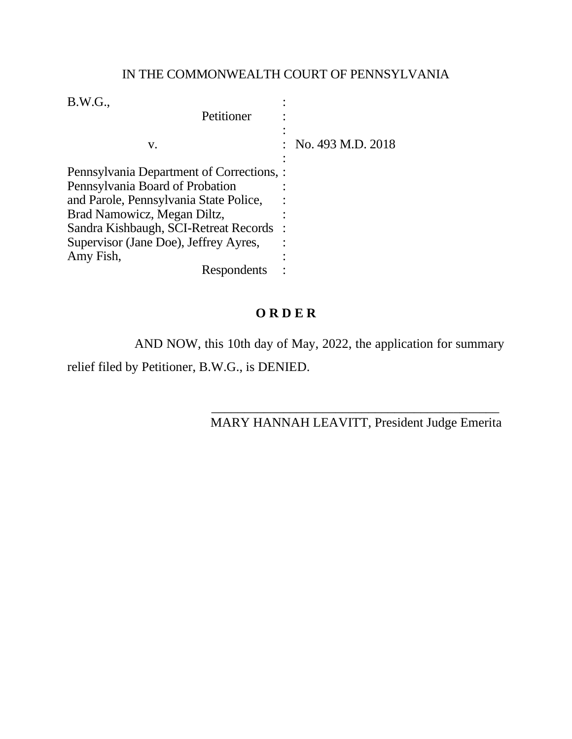IN THE COMMONWEALTH COURT OF PENNSYLVANIA

| | | |
|---|---|---|
| B.W.G., | : | |
| Petitioner | : | |
| | : | |
| v. | : | No. 493 M.D. 2018 |
| | : | |
| Pennsylvania Department of Corrections, | : | |
| Pennsylvania Board of Probation | : | |
| and Parole, Pennsylvania State Police, | : | |
| Brad Namowicz, Megan Diltz, | : | |
| Sandra Kishbaugh, SCI-Retreat Records | : | |
| Supervisor (Jane Doe), Jeffrey Ayres, | : | |
| Amy Fish, | : | |
| Respondents | : | |

**O R D E R**

AND NOW, this 10th day of May, 2022, the application for summary relief filed by Petitioner, B.W.G., is DENIED.

\_\_\_\_\_\_\_\_\_\_\_\_\_\_\_\_\_\_\_\_\_\_\_\_\_\_\_\_\_\_\_\_\_\_\_\_\_\_\_\_\_\_\_\_\_\_
MARY HANNAH LEAVITT, President Judge Emerita